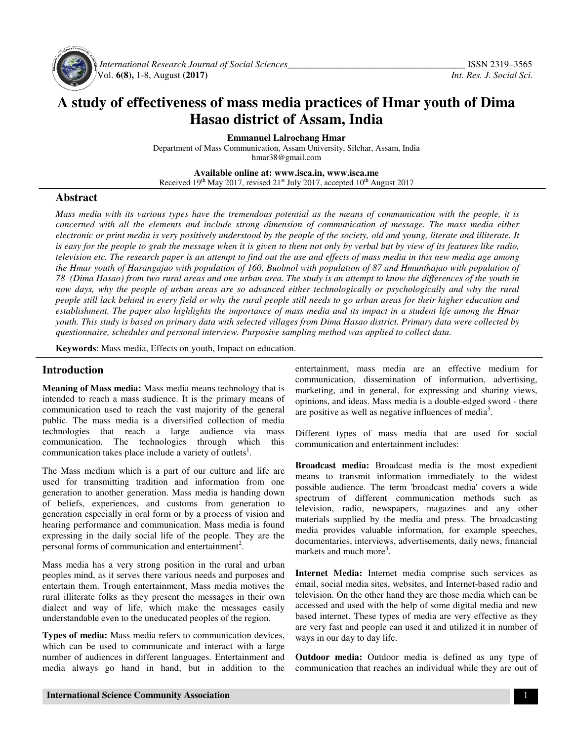# A study of effectiveness of mass media practices of Hmar youth of Dima Hasao district of Assam, India

**Emmanuel Lalrochang Hmar**

Department of Mass Communication, Assam University, Silchar, Assam, India
hmar38@gmail.com

**Available online at: www.isca.in, www.isca.me**
Received 19th May 2017, revised 21st July 2017, accepted 10th August 2017

## Abstract

*Mass media with its various types have the tremendous potential as the means of communication with the people, it is concerned with all the elements and include strong dimension of communication of message. The mass media either electronic or print media is very positively understood by the people of the society, old and young, literate and illiterate. It is easy for the people to grab the message when it is given to them not only by verbal but by view of its features like radio, television etc. The research paper is an attempt to find out the use and effects of mass media in this new media age among the Hmar youth of Harangajao with population of 160, Buolmol with population of 87 and Hmunthajao with population of 78 (Dima Hasao) from two rural areas and one urban area. The study is an attempt to know the differences of the youth in now days, why the people of urban areas are so advanced either technologically or psychologically and why the rural people still lack behind in every field or why the rural people still needs to go urban areas for their higher education and establishment. The paper also highlights the importance of mass media and its impact in a student life among the Hmar youth. This study is based on primary data with selected villages from Dima Hasao district. Primary data were collected by questionnaire, schedules and personal interview. Purposive sampling method was applied to collect data.*

**Keywords**: Mass media, Effects on youth, Impact on education.

## Introduction

**Meaning of Mass media:** Mass media means technology that is intended to reach a mass audience. It is the primary means of communication used to reach the vast majority of the general public. The mass media is a diversified collection of media technologies that reach a large audience via mass communication. The technologies through which this communication takes place include a variety of outlets[1].

The Mass medium which is a part of our culture and life are used for transmitting tradition and information from one generation to another generation. Mass media is handing down of beliefs, experiences, and customs from generation to generation especially in oral form or by a process of vision and hearing performance and communication. Mass media is found expressing in the daily social life of the people. They are the personal forms of communication and entertainment[2].

Mass media has a very strong position in the rural and urban peoples mind, as it serves there various needs and purposes and entertain them. Trough entertainment, Mass media motives the rural illiterate folks as they present the messages in their own dialect and way of life, which make the messages easily understandable even to the uneducated peoples of the region.

**Types of media:** Mass media refers to communication devices, which can be used to communicate and interact with a large number of audiences in different languages. Entertainment and media always go hand in hand, but in addition to the entertainment, mass media are an effective medium for communication, dissemination of information, advertising, marketing, and in general, for expressing and sharing views, opinions, and ideas. Mass media is a double-edged sword - there are positive as well as negative influences of media[3].

Different types of mass media that are used for social communication and entertainment includes:

**Broadcast media:** Broadcast media is the most expedient means to transmit information immediately to the widest possible audience. The term 'broadcast media' covers a wide spectrum of different communication methods such as television, radio, newspapers, magazines and any other materials supplied by the media and press. The broadcasting media provides valuable information, for example speeches, documentaries, interviews, advertisements, daily news, financial markets and much more[3].

**Internet Media:** Internet media comprise such services as email, social media sites, websites, and Internet-based radio and television. On the other hand they are those media which can be accessed and used with the help of some digital media and new based internet. These types of media are very effective as they are very fast and people can used it and utilized it in number of ways in our day to day life.

**Outdoor media:** Outdoor media is defined as any type of communication that reaches an individual while they are out of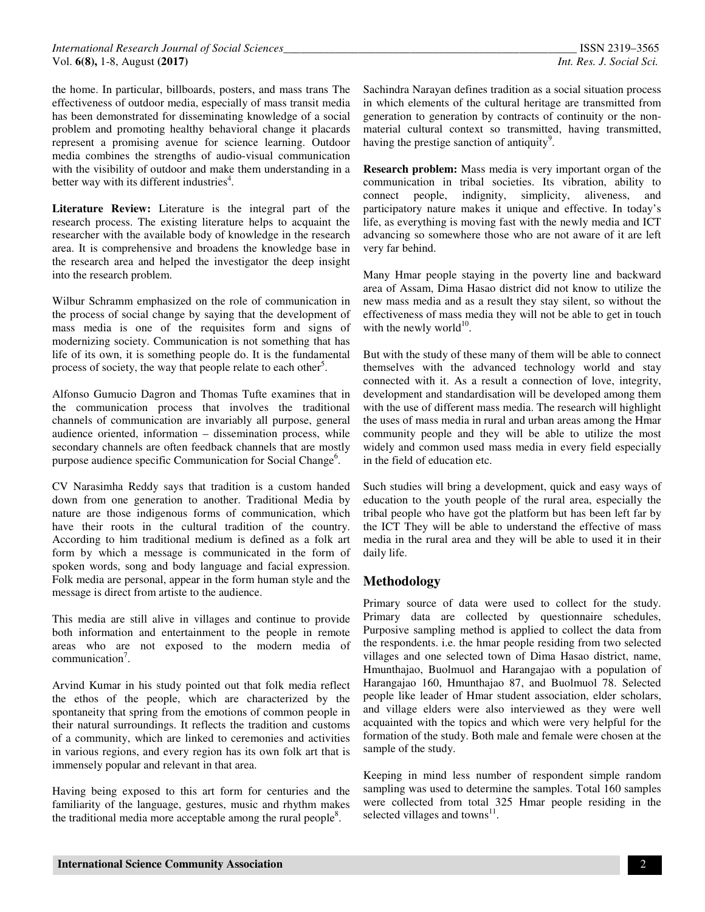the home. In particular, billboards, posters, and mass trans The effectiveness of outdoor media, especially of mass transit media has been demonstrated for disseminating knowledge of a social problem and promoting healthy behavioral change it placards represent a promising avenue for science learning. Outdoor media combines the strengths of audio-visual communication with the visibility of outdoor and make them understanding in a better way with its different industries[4].

**Literature Review:** Literature is the integral part of the research process. The existing literature helps to acquaint the researcher with the available body of knowledge in the research area. It is comprehensive and broadens the knowledge base in the research area and helped the investigator the deep insight into the research problem.

Wilbur Schramm emphasized on the role of communication in the process of social change by saying that the development of mass media is one of the requisites form and signs of modernizing society. Communication is not something that has life of its own, it is something people do. It is the fundamental process of society, the way that people relate to each other[5].

Alfonso Gumucio Dagron and Thomas Tufte examines that in the communication process that involves the traditional channels of communication are invariably all purpose, general audience oriented, information – dissemination process, while secondary channels are often feedback channels that are mostly purpose audience specific Communication for Social Change[6].

CV Narasimha Reddy says that tradition is a custom handed down from one generation to another. Traditional Media by nature are those indigenous forms of communication, which have their roots in the cultural tradition of the country. According to him traditional medium is defined as a folk art form by which a message is communicated in the form of spoken words, song and body language and facial expression. Folk media are personal, appear in the form human style and the message is direct from artiste to the audience.

This media are still alive in villages and continue to provide both information and entertainment to the people in remote areas who are not exposed to the modern media of communication[7].

Arvind Kumar in his study pointed out that folk media reflect the ethos of the people, which are characterized by the spontaneity that spring from the emotions of common people in their natural surroundings. It reflects the tradition and customs of a community, which are linked to ceremonies and activities in various regions, and every region has its own folk art that is immensely popular and relevant in that area.

Having being exposed to this art form for centuries and the familiarity of the language, gestures, music and rhythm makes the traditional media more acceptable among the rural people[8].

Sachindra Narayan defines tradition as a social situation process in which elements of the cultural heritage are transmitted from generation to generation by contracts of continuity or the non-material cultural context so transmitted, having transmitted, having the prestige sanction of antiquity[9].

**Research problem:** Mass media is very important organ of the communication in tribal societies. Its vibration, ability to connect people, indignity, simplicity, aliveness, and participatory nature makes it unique and effective. In today's life, as everything is moving fast with the newly media and ICT advancing so somewhere those who are not aware of it are left very far behind.

Many Hmar people staying in the poverty line and backward area of Assam, Dima Hasao district did not know to utilize the new mass media and as a result they stay silent, so without the effectiveness of mass media they will not be able to get in touch with the newly world[10].

But with the study of these many of them will be able to connect themselves with the advanced technology world and stay connected with it. As a result a connection of love, integrity, development and standardisation will be developed among them with the use of different mass media. The research will highlight the uses of mass media in rural and urban areas among the Hmar community people and they will be able to utilize the most widely and common used mass media in every field especially in the field of education etc.

Such studies will bring a development, quick and easy ways of education to the youth people of the rural area, especially the tribal people who have got the platform but has been left far by the ICT They will be able to understand the effective of mass media in the rural area and they will be able to used it in their daily life.

## Methodology

Primary source of data were used to collect for the study. Primary data are collected by questionnaire schedules, Purposive sampling method is applied to collect the data from the respondents. i.e. the hmar people residing from two selected villages and one selected town of Dima Hasao district, name, Hmunthajao, Buolmuol and Harangajao with a population of Harangajao 160, Hmunthajao 87, and Buolmuol 78. Selected people like leader of Hmar student association, elder scholars, and village elders were also interviewed as they were well acquainted with the topics and which were very helpful for the formation of the study. Both male and female were chosen at the sample of the study.

Keeping in mind less number of respondent simple random sampling was used to determine the samples. Total 160 samples were collected from total 325 Hmar people residing in the selected villages and towns[11].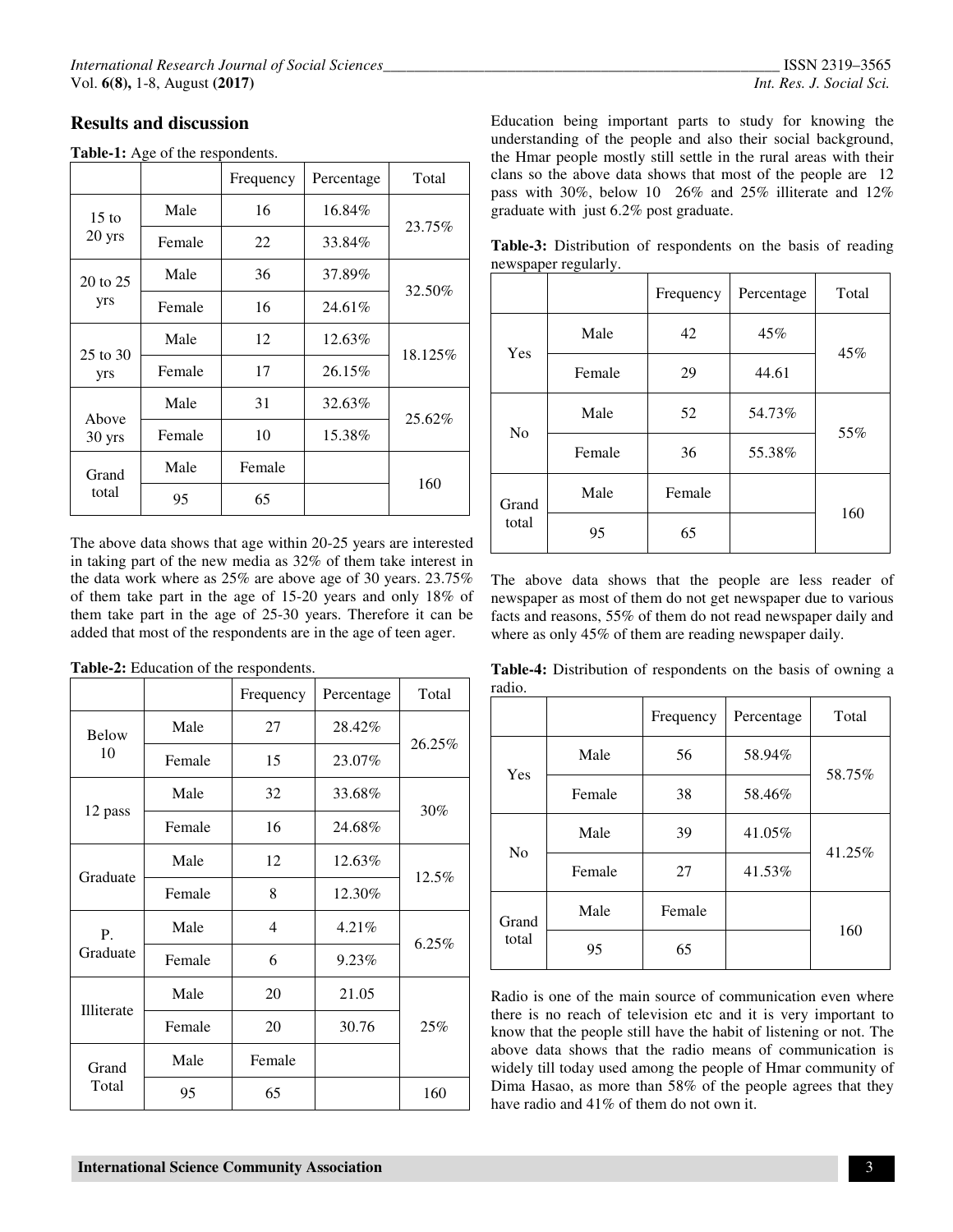## Results and discussion

**Table-1:** Age of the respondents.

| | | Frequency | Percentage | Total |
|---|---|---|---|---|
| 15 to 20 yrs | Male | 16 | 16.84% | 23.75% |
| | Female | 22 | 33.84% | |
| 20 to 25 yrs | Male | 36 | 37.89% | 32.50% |
| | Female | 16 | 24.61% | |
| 25 to 30 yrs | Male | 12 | 12.63% | 18.125% |
| | Female | 17 | 26.15% | |
| Above 30 yrs | Male | 31 | 32.63% | 25.62% |
| | Female | 10 | 15.38% | |
| Grand total | Male | Female | | 160 |
| | 95 | 65 | | |

The above data shows that age within 20-25 years are interested in taking part of the new media as 32% of them take interest in the data work where as 25% are above age of 30 years. 23.75% of them take part in the age of 15-20 years and only 18% of them take part in the age of 25-30 years. Therefore it can be added that most of the respondents are in the age of teen ager.

**Table-2:** Education of the respondents.

| | | Frequency | Percentage | Total |
|---|---|---|---|---|
| Below 10 | Male | 27 | 28.42% | 26.25% |
| | Female | 15 | 23.07% | |
| 12 pass | Male | 32 | 33.68% | 30% |
| | Female | 16 | 24.68% | |
| Graduate | Male | 12 | 12.63% | 12.5% |
| | Female | 8 | 12.30% | |
| P. Graduate | Male | 4 | 4.21% | 6.25% |
| | Female | 6 | 9.23% | |
| Illiterate | Male | 20 | 21.05 | 25% |
| | Female | 20 | 30.76 | |
| Grand Total | Male | Female | | |
| | 95 | 65 | | 160 |

Education being important parts to study for knowing the understanding of the people and also their social background, the Hmar people mostly still settle in the rural areas with their clans so the above data shows that most of the people are 12 pass with 30%, below 10 26% and 25% illiterate and 12% graduate with just 6.2% post graduate.

**Table-3:** Distribution of respondents on the basis of reading newspaper regularly.

| | | Frequency | Percentage | Total |
|---|---|---|---|---|
| Yes | Male | 42 | 45% | 45% |
| | Female | 29 | 44.61 | |
| No | Male | 52 | 54.73% | 55% |
| | Female | 36 | 55.38% | |
| Grand total | Male | Female | | 160 |
| | 95 | 65 | | |

The above data shows that the people are less reader of newspaper as most of them do not get newspaper due to various facts and reasons, 55% of them do not read newspaper daily and where as only 45% of them are reading newspaper daily.

**Table-4:** Distribution of respondents on the basis of owning a radio.

| | | Frequency | Percentage | Total |
|---|---|---|---|---|
| Yes | Male | 56 | 58.94% | 58.75% |
| | Female | 38 | 58.46% | |
| No | Male | 39 | 41.05% | 41.25% |
| | Female | 27 | 41.53% | |
| Grand total | Male | Female | | 160 |
| | 95 | 65 | | |

Radio is one of the main source of communication even where there is no reach of television etc and it is very important to know that the people still have the habit of listening or not. The above data shows that the radio means of communication is widely till today used among the people of Hmar community of Dima Hasao, as more than 58% of the people agrees that they have radio and 41% of them do not own it.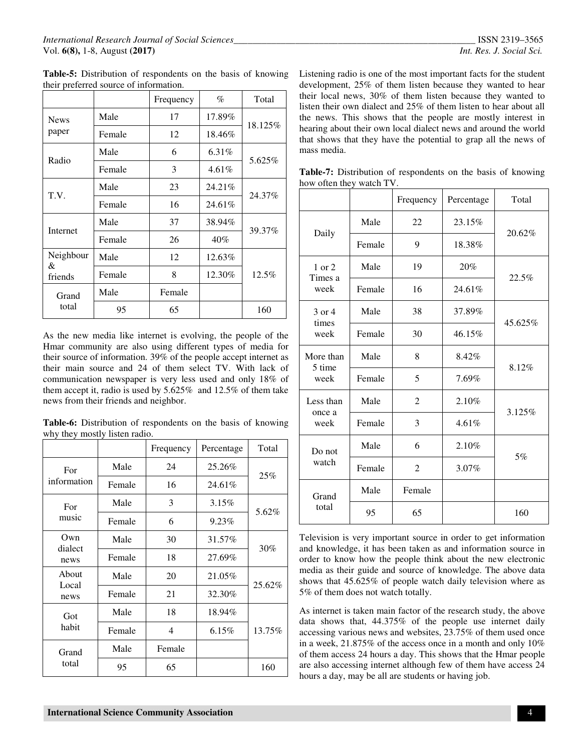**Table-5:** Distribution of respondents on the basis of knowing their preferred source of information.

| | | Frequency | % | Total |
|---|---|---|---|---|
| News paper | Male | 17 | 17.89% | 18.125% |
| | Female | 12 | 18.46% | |
| Radio | Male | 6 | 6.31% | 5.625% |
| | Female | 3 | 4.61% | |
| T.V. | Male | 23 | 24.21% | 24.37% |
| | Female | 16 | 24.61% | |
| Internet | Male | 37 | 38.94% | 39.37% |
| | Female | 26 | 40% | |
| Neighbour & friends | Male | 12 | 12.63% | 12.5% |
| | Female | 8 | 12.30% | |
| Grand total | Male | Female | | |
| | 95 | 65 | | 160 |

As the new media like internet is evolving, the people of the Hmar community are also using different types of media for their source of information. 39% of the people accept internet as their main source and 24 of them select TV. With lack of communication newspaper is very less used and only 18% of them accept it, radio is used by 5.625% and 12.5% of them take news from their friends and neighbor.

**Table-6:** Distribution of respondents on the basis of knowing why they mostly listen radio.

| | | Frequency | Percentage | Total |
|---|---|---|---|---|
| For information | Male | 24 | 25.26% | 25% |
| | Female | 16 | 24.61% | |
| For music | Male | 3 | 3.15% | 5.62% |
| | Female | 6 | 9.23% | |
| Own dialect news | Male | 30 | 31.57% | 30% |
| | Female | 18 | 27.69% | |
| About Local news | Male | 20 | 21.05% | 25.62% |
| | Female | 21 | 32.30% | |
| Got habit | Male | 18 | 18.94% | 13.75% |
| | Female | 4 | 6.15% | |
| Grand total | Male | Female | | |
| | 95 | 65 | | 160 |

Listening radio is one of the most important facts for the student development, 25% of them listen because they wanted to hear their local news, 30% of them listen because they wanted to listen their own dialect and 25% of them listen to hear about all the news. This shows that the people are mostly interest in hearing about their own local dialect news and around the world that shows that they have the potential to grap all the news of mass media.

**Table-7:** Distribution of respondents on the basis of knowing how often they watch TV.

| | | Frequency | Percentage | Total |
|---|---|---|---|---|
| Daily | Male | 22 | 23.15% | 20.62% |
| | Female | 9 | 18.38% | |
| 1 or 2 Times a week | Male | 19 | 20% | 22.5% |
| | Female | 16 | 24.61% | |
| 3 or 4 times week | Male | 38 | 37.89% | 45.625% |
| | Female | 30 | 46.15% | |
| More than 5 time week | Male | 8 | 8.42% | 8.12% |
| | Female | 5 | 7.69% | |
| Less than once a week | Male | 2 | 2.10% | 3.125% |
| | Female | 3 | 4.61% | |
| Do not watch | Male | 6 | 2.10% | 5% |
| | Female | 2 | 3.07% | |
| Grand total | Male | Female | | |
| | 95 | 65 | | 160 |

Television is very important source in order to get information and knowledge, it has been taken as and information source in order to know how the people think about the new electronic media as their guide and source of knowledge. The above data shows that 45.625% of people watch daily television where as 5% of them does not watch totally.

As internet is taken main factor of the research study, the above data shows that, 44.375% of the people use internet daily accessing various news and websites, 23.75% of them used once in a week, 21.875% of the access once in a month and only 10% of them access 24 hours a day. This shows that the Hmar people are also accessing internet although few of them have access 24 hours a day, may be all are students or having job.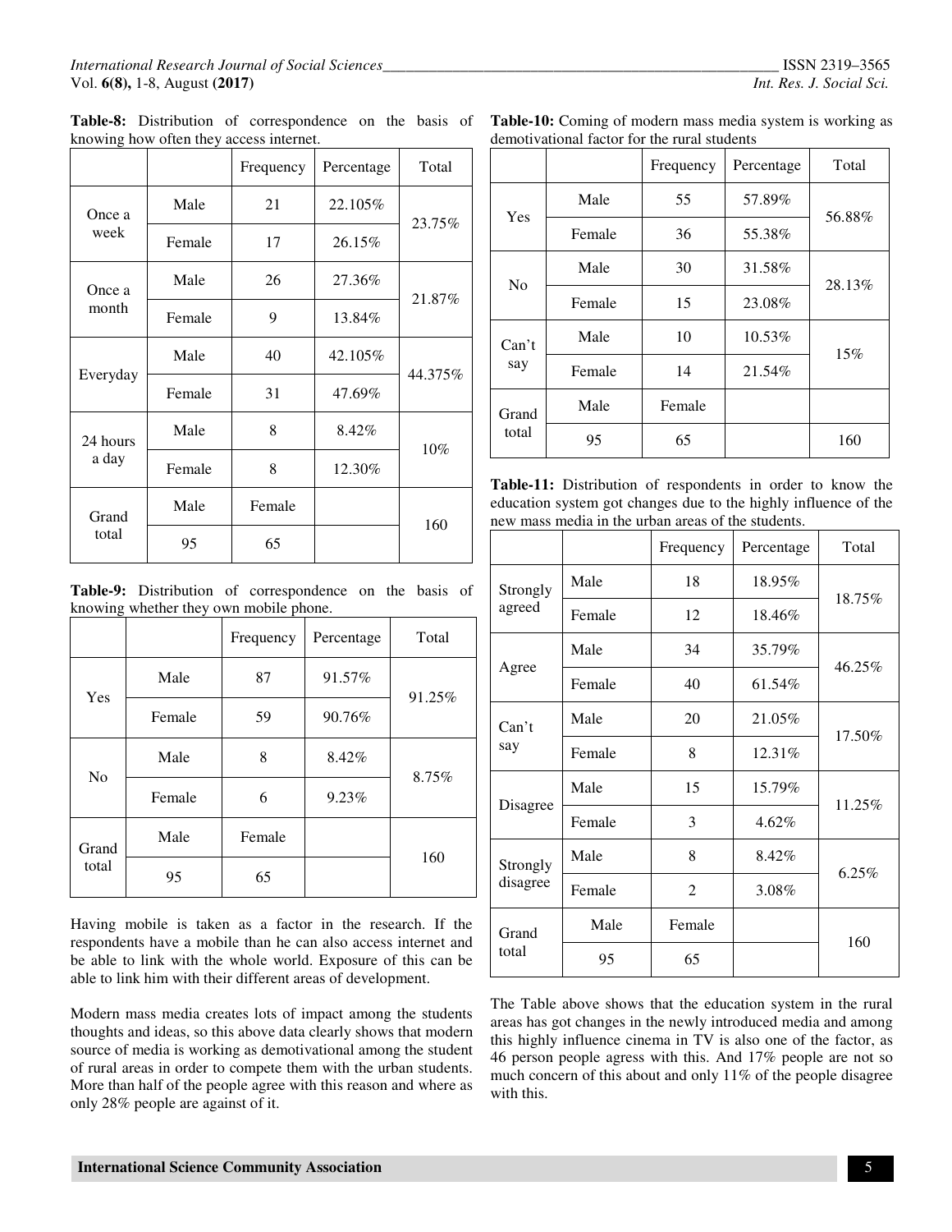**Table-8:** Distribution of correspondence on the basis of knowing how often they access internet.

| | | Frequency | Percentage | Total |
|---|---|---|---|---|
| Once a week | Male | 21 | 22.105% | 23.75% |
| | Female | 17 | 26.15% | |
| Once a month | Male | 26 | 27.36% | 21.87% |
| | Female | 9 | 13.84% | |
| Everyday | Male | 40 | 42.105% | 44.375% |
| | Female | 31 | 47.69% | |
| 24 hours a day | Male | 8 | 8.42% | 10% |
| | Female | 8 | 12.30% | |
| Grand total | Male | Female | | 160 |
| | 95 | 65 | | |

**Table-9:** Distribution of correspondence on the basis of knowing whether they own mobile phone.

| | | Frequency | Percentage | Total |
|---|---|---|---|---|
| Yes | Male | 87 | 91.57% | 91.25% |
| | Female | 59 | 90.76% | |
| No | Male | 8 | 8.42% | 8.75% |
| | Female | 6 | 9.23% | |
| Grand total | Male | Female | | 160 |
| | 95 | 65 | | |

Having mobile is taken as a factor in the research. If the respondents have a mobile than he can also access internet and be able to link with the whole world. Exposure of this can be able to link him with their different areas of development.

Modern mass media creates lots of impact among the students thoughts and ideas, so this above data clearly shows that modern source of media is working as demotivational among the student of rural areas in order to compete them with the urban students. More than half of the people agree with this reason and where as only 28% people are against of it.

**Table-10:** Coming of modern mass media system is working as demotivational factor for the rural students

| | | Frequency | Percentage | Total |
|---|---|---|---|---|
| Yes | Male | 55 | 57.89% | 56.88% |
| | Female | 36 | 55.38% | |
| No | Male | 30 | 31.58% | 28.13% |
| | Female | 15 | 23.08% | |
| Can't say | Male | 10 | 10.53% | 15% |
| | Female | 14 | 21.54% | |
| Grand total | Male | Female | | |
| | 95 | 65 | | 160 |

**Table-11:** Distribution of respondents in order to know the education system got changes due to the highly influence of the new mass media in the urban areas of the students.

| | | Frequency | Percentage | Total |
|---|---|---|---|---|
| Strongly agreed | Male | 18 | 18.95% | 18.75% |
| | Female | 12 | 18.46% | |
| Agree | Male | 34 | 35.79% | 46.25% |
| | Female | 40 | 61.54% | |
| Can't say | Male | 20 | 21.05% | 17.50% |
| | Female | 8 | 12.31% | |
| Disagree | Male | 15 | 15.79% | 11.25% |
| | Female | 3 | 4.62% | |
| Strongly disagree | Male | 8 | 8.42% | 6.25% |
| | Female | 2 | 3.08% | |
| Grand total | Male | Female | | 160 |
| | 95 | 65 | | |

The Table above shows that the education system in the rural areas has got changes in the newly introduced media and among this highly influence cinema in TV is also one of the factor, as 46 person people agress with this. And 17% people are not so much concern of this about and only 11% of the people disagree with this.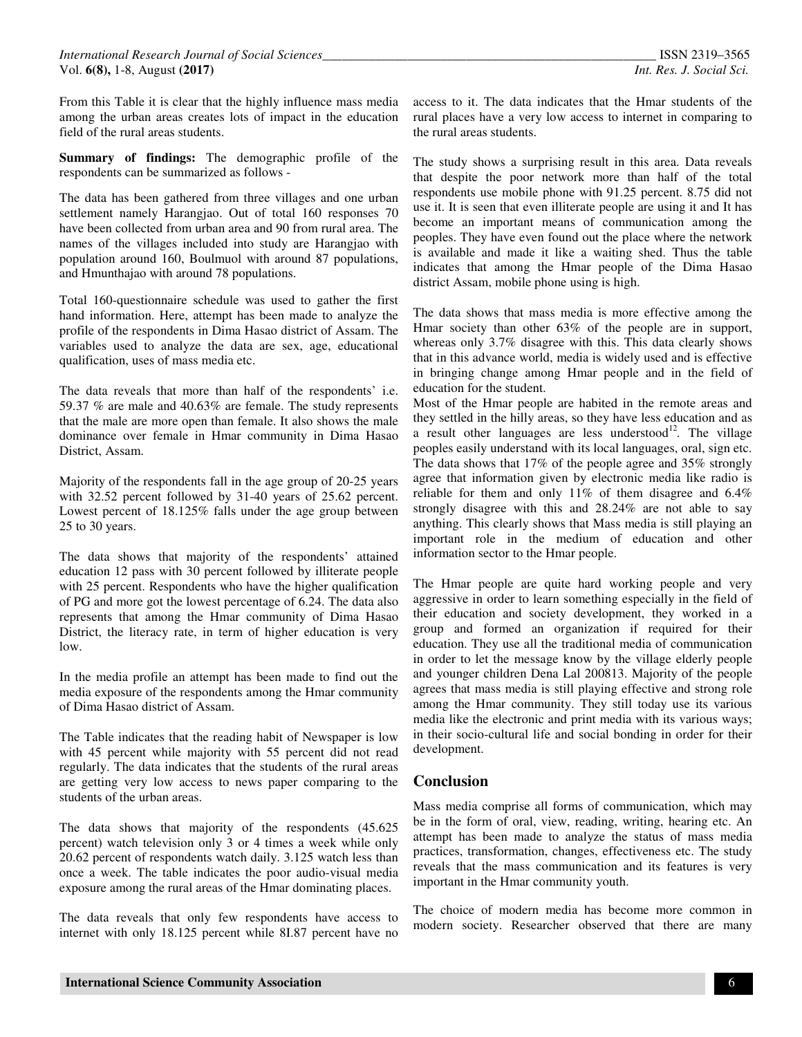From this Table it is clear that the highly influence mass media among the urban areas creates lots of impact in the education field of the rural areas students.

**Summary of findings:** The demographic profile of the respondents can be summarized as follows -

The data has been gathered from three villages and one urban settlement namely Harangjao. Out of total 160 responses 70 have been collected from urban area and 90 from rural area. The names of the villages included into study are Harangjao with population around 160, Boulmuol with around 87 populations, and Hmunthajao with around 78 populations.

Total 160-questionnaire schedule was used to gather the first hand information. Here, attempt has been made to analyze the profile of the respondents in Dima Hasao district of Assam. The variables used to analyze the data are sex, age, educational qualification, uses of mass media etc.

The data reveals that more than half of the respondents' i.e. 59.37 % are male and 40.63% are female. The study represents that the male are more open than female. It also shows the male dominance over female in Hmar community in Dima Hasao District, Assam.

Majority of the respondents fall in the age group of 20-25 years with 32.52 percent followed by 31-40 years of 25.62 percent. Lowest percent of 18.125% falls under the age group between 25 to 30 years.

The data shows that majority of the respondents' attained education 12 pass with 30 percent followed by illiterate people with 25 percent. Respondents who have the higher qualification of PG and more got the lowest percentage of 6.24. The data also represents that among the Hmar community of Dima Hasao District, the literacy rate, in term of higher education is very low.

In the media profile an attempt has been made to find out the media exposure of the respondents among the Hmar community of Dima Hasao district of Assam.

The Table indicates that the reading habit of Newspaper is low with 45 percent while majority with 55 percent did not read regularly. The data indicates that the students of the rural areas are getting very low access to news paper comparing to the students of the urban areas.

The data shows that majority of the respondents (45.625 percent) watch television only 3 or 4 times a week while only 20.62 percent of respondents watch daily. 3.125 watch less than once a week. The table indicates the poor audio-visual media exposure among the rural areas of the Hmar dominating places.

The data reveals that only few respondents have access to internet with only 18.125 percent while 8I.87 percent have no access to it. The data indicates that the Hmar students of the rural places have a very low access to internet in comparing to the rural areas students.

The study shows a surprising result in this area. Data reveals that despite the poor network more than half of the total respondents use mobile phone with 91.25 percent. 8.75 did not use it. It is seen that even illiterate people are using it and It has become an important means of communication among the peoples. They have even found out the place where the network is available and made it like a waiting shed. Thus the table indicates that among the Hmar people of the Dima Hasao district Assam, mobile phone using is high.

The data shows that mass media is more effective among the Hmar society than other 63% of the people are in support, whereas only 3.7% disagree with this. This data clearly shows that in this advance world, media is widely used and is effective in bringing change among Hmar people and in the field of education for the student.

Most of the Hmar people are habited in the remote areas and they settled in the hilly areas, so they have less education and as a result other languages are less understood[12]. The village peoples easily understand with its local languages, oral, sign etc. The data shows that 17% of the people agree and 35% strongly agree that information given by electronic media like radio is reliable for them and only 11% of them disagree and 6.4% strongly disagree with this and 28.24% are not able to say anything. This clearly shows that Mass media is still playing an important role in the medium of education and other information sector to the Hmar people.

The Hmar people are quite hard working people and very aggressive in order to learn something especially in the field of their education and society development, they worked in a group and formed an organization if required for their education. They use all the traditional media of communication in order to let the message know by the village elderly people and younger children Dena Lal 200813. Majority of the people agrees that mass media is still playing effective and strong role among the Hmar community. They still today use its various media like the electronic and print media with its various ways; in their socio-cultural life and social bonding in order for their development.

## Conclusion

Mass media comprise all forms of communication, which may be in the form of oral, view, reading, writing, hearing etc. An attempt has been made to analyze the status of mass media practices, transformation, changes, effectiveness etc. The study reveals that the mass communication and its features is very important in the Hmar community youth.

The choice of modern media has become more common in modern society. Researcher observed that there are many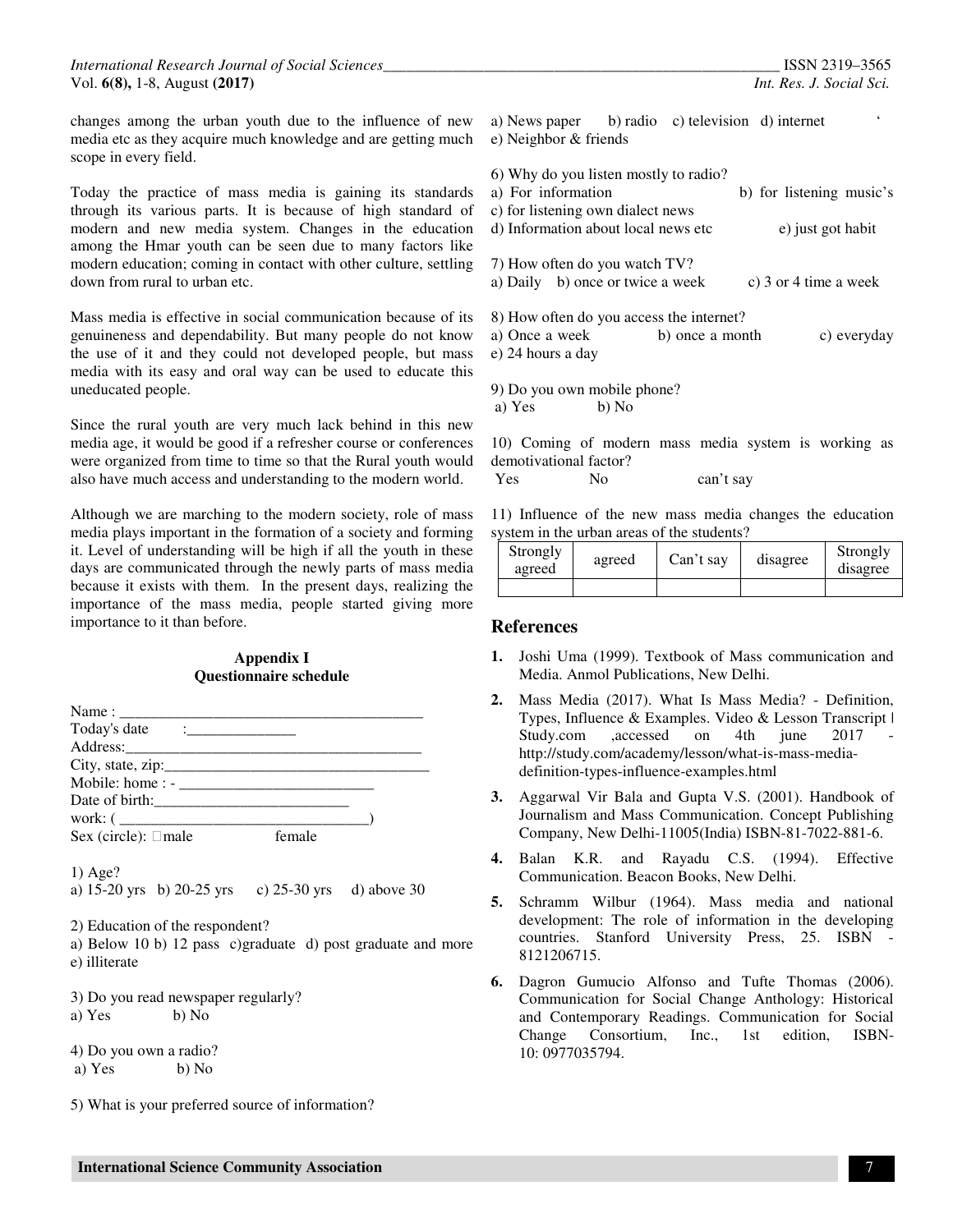changes among the urban youth due to the influence of new media etc as they acquire much knowledge and are getting much scope in every field.

Today the practice of mass media is gaining its standards through its various parts. It is because of high standard of modern and new media system. Changes in the education among the Hmar youth can be seen due to many factors like modern education; coming in contact with other culture, settling down from rural to urban etc.

Mass media is effective in social communication because of its genuineness and dependability. But many people do not know the use of it and they could not developed people, but mass media with its easy and oral way can be used to educate this uneducated people.

Since the rural youth are very much lack behind in this new media age, it would be good if a refresher course or conferences were organized from time to time so that the Rural youth would also have much access and understanding to the modern world.

Although we are marching to the modern society, role of mass media plays important in the formation of a society and forming it. Level of understanding will be high if all the youth in these days are communicated through the newly parts of mass media because it exists with them. In the present days, realizing the importance of the mass media, people started giving more importance to it than before.

**Appendix I**
**Questionnaire schedule**

Name : ________________________________________
Today's date :______________
Address:_______________________________________
City, state, zip:___________________________________
Mobile: home : - _________________________
Date of birth:_________________________
work: ( _________________________________)
Sex (circle): □male female

1) Age?
a) 15-20 yrs b) 20-25 yrs c) 25-30 yrs d) above 30

2) Education of the respondent?
a) Below 10 b) 12 pass c)graduate d) post graduate and more e) illiterate

3) Do you read newspaper regularly?
a) Yes b) No

4) Do you own a radio?
a) Yes b) No

5) What is your preferred source of information?
a) News paper b) radio c) television d) internet ‘ e) Neighbor & friends

6) Why do you listen mostly to radio?
a) For information b) for listening music's c) for listening own dialect news
d) Information about local news etc e) just got habit

7) How often do you watch TV?
a) Daily b) once or twice a week c) 3 or 4 time a week

8) How often do you access the internet?
a) Once a week b) once a month c) everyday e) 24 hours a day

9) Do you own mobile phone?
a) Yes b) No

10) Coming of modern mass media system is working as demotivational factor?
Yes No can't say

11) Influence of the new mass media changes the education system in the urban areas of the students?

| Strongly agreed | agreed | Can't say | disagree | Strongly disagree |
|---|---|---|---|---|
| | | | | |

## References

1. Joshi Uma (1999). Textbook of Mass communication and Media. Anmol Publications, New Delhi.
2. Mass Media (2017). What Is Mass Media? - Definition, Types, Influence & Examples. Video & Lesson Transcript | Study.com ,accessed on 4th june 2017 - http://study.com/academy/lesson/what-is-mass-media-definition-types-influence-examples.html
3. Aggarwal Vir Bala and Gupta V.S. (2001). Handbook of Journalism and Mass Communication. Concept Publishing Company, New Delhi-11005(India) ISBN-81-7022-881-6.
4. Balan K.R. and Rayadu C.S. (1994). Effective Communication. Beacon Books, New Delhi.
5. Schramm Wilbur (1964). Mass media and national development: The role of information in the developing countries. Stanford University Press, 25. ISBN - 8121206715.
6. Dagron Gumucio Alfonso and Tufte Thomas (2006). Communication for Social Change Anthology: Historical and Contemporary Readings. Communication for Social Change Consortium, Inc., 1st edition, ISBN-10: 0977035794.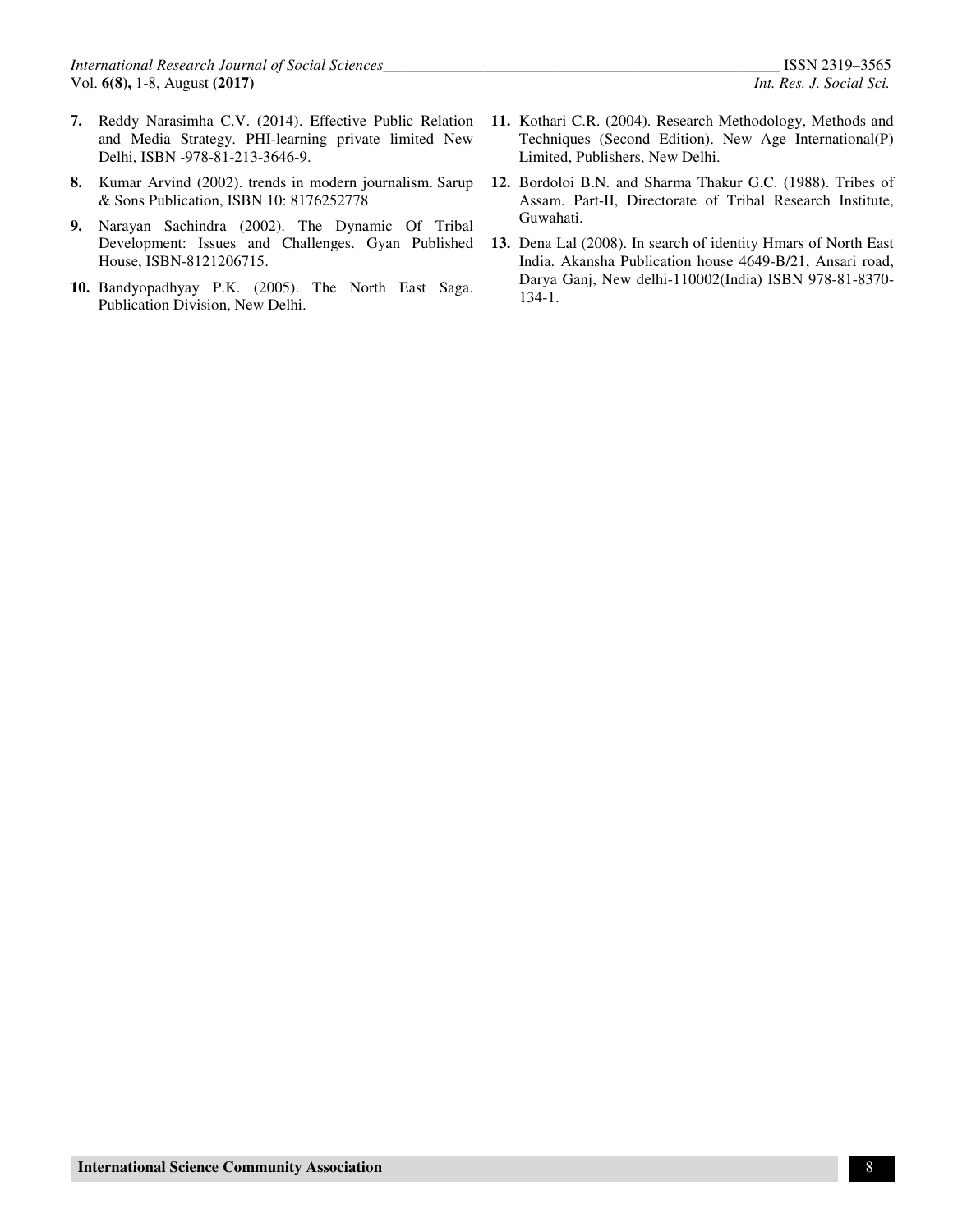7. Reddy Narasimha C.V. (2014). Effective Public Relation and Media Strategy. PHI-learning private limited New Delhi, ISBN -978-81-213-3646-9.

8. Kumar Arvind (2002). trends in modern journalism. Sarup & Sons Publication, ISBN 10: 8176252778

9. Narayan Sachindra (2002). The Dynamic Of Tribal Development: Issues and Challenges. Gyan Published House, ISBN-8121206715.

10. Bandyopadhyay P.K. (2005). The North East Saga. Publication Division, New Delhi.

11. Kothari C.R. (2004). Research Methodology, Methods and Techniques (Second Edition). New Age International(P) Limited, Publishers, New Delhi.

12. Bordoloi B.N. and Sharma Thakur G.C. (1988). Tribes of Assam. Part-II, Directorate of Tribal Research Institute, Guwahati.

13. Dena Lal (2008). In search of identity Hmars of North East India. Akansha Publication house 4649-B/21, Ansari road, Darya Ganj, New delhi-110002(India) ISBN 978-81-8370-134-1.